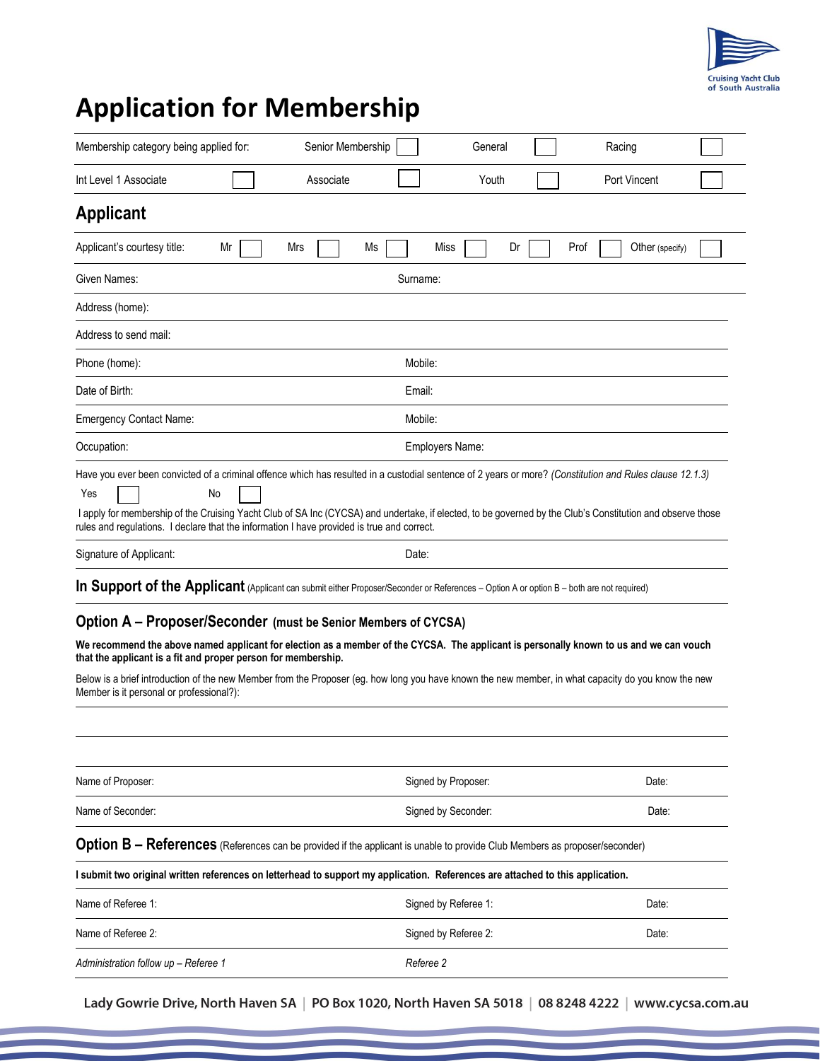Cruising Yacht Club of South Australia

# Application for Membership

| Membership category being applied for: | Senior Membership ☐ | General ☐ | Racing ☐ |
|---|---|---|---|
| Int Level 1 Associate ☐ | Associate ☐ | Youth ☐ | Port Vincent ☐ |

## Applicant

Applicant's courtesy title: Mr ☐ Mrs ☐ Ms ☐ Miss ☐ Dr ☐ Prof ☐ Other (specify) ☐

| | |
|---|---|
| Given Names: | Surname: |
| Address (home): | |
| Address to send mail: | |
| Phone (home): | Mobile: |
| Date of Birth: | Email: |
| Emergency Contact Name: | Mobile: |
| Occupation: | Employers Name: |

Have you ever been convicted of a criminal offence which has resulted in a custodial sentence of 2 years or more? *(Constitution and Rules clause 12.1.3)*

Yes ☐ No ☐

I apply for membership of the Cruising Yacht Club of SA Inc (CYCSA) and undertake, if elected, to be governed by the Club's Constitution and observe those rules and regulations. I declare that the information I have provided is true and correct.

| | |
|---|---|
| Signature of Applicant: | Date: |

## In Support of the Applicant (Applicant can submit either Proposer/Seconder or References – Option A or option B – both are not required)

### Option A – Proposer/Seconder (must be Senior Members of CYCSA)

**We recommend the above named applicant for election as a member of the CYCSA. The applicant is personally known to us and we can vouch that the applicant is a fit and proper person for membership.**

Below is a brief introduction of the new Member from the Proposer (eg. how long you have known the new member, in what capacity do you know the new Member is it personal or professional?):

| | | |
|---|---|---|
| Name of Proposer: | Signed by Proposer: | Date: |
| Name of Seconder: | Signed by Seconder: | Date: |

### Option B – References (References can be provided if the applicant is unable to provide Club Members as proposer/seconder)

**I submit two original written references on letterhead to support my application. References are attached to this application.**

| | | |
|---|---|---|
| Name of Referee 1: | Signed by Referee 1: | Date: |
| Name of Referee 2: | Signed by Referee 2: | Date: |
| *Administration follow up – Referee 1* | *Referee 2* | |

Lady Gowrie Drive, North Haven SA | PO Box 1020, North Haven SA 5018 | 08 8248 4222 | www.cycsa.com.au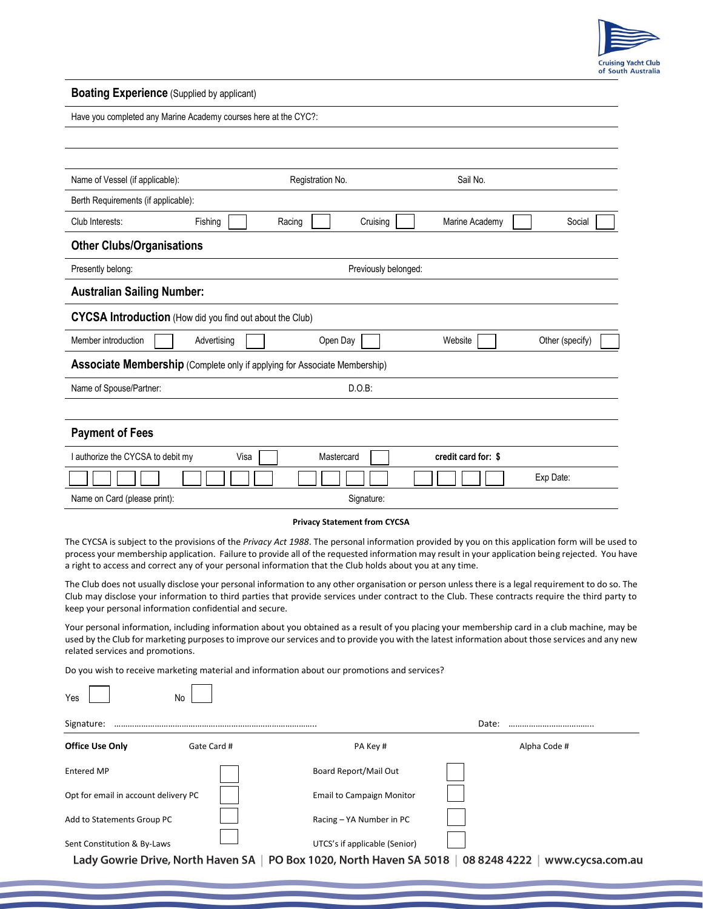## Boating Experience (Supplied by applicant)

Have you completed any Marine Academy courses here at the CYC?:

| | | |
|---|---|---|
| Name of Vessel (if applicable): | Registration No. | Sail No. |
| Berth Requirements (if applicable): | | |

Club Interests: Fishing ☐ Racing ☐ Cruising ☐ Marine Academy ☐ Social ☐

## Other Clubs/Organisations

| | |
|---|---|
| Presently belong: | Previously belonged: |

## Australian Sailing Number:

## CYCSA Introduction (How did you find out about the Club)

Member introduction ☐ Advertising ☐ Open Day ☐ Website ☐ Other (specify) ☐

## Associate Membership (Complete only if applying for Associate Membership)

| | |
|---|---|
| Name of Spouse/Partner: | D.O.B: |

## Payment of Fees

I authorize the CYCSA to debit my Visa ☐ Mastercard ☐ **credit card for: $**

☐☐☐☐ ☐☐☐☐ ☐☐☐☐ ☐☐☐☐ Exp Date:

| | |
|---|---|
| Name on Card (please print): | Signature: |

**Privacy Statement from CYCSA**

The CYCSA is subject to the provisions of the *Privacy Act 1988*. The personal information provided by you on this application form will be used to process your membership application. Failure to provide all of the requested information may result in your application being rejected. You have a right to access and correct any of your personal information that the Club holds about you at any time.

The Club does not usually disclose your personal information to any other organisation or person unless there is a legal requirement to do so. The Club may disclose your information to third parties that provide services under contract to the Club. These contracts require the third party to keep your personal information confidential and secure.

Your personal information, including information about you obtained as a result of you placing your membership card in a club machine, may be used by the Club for marketing purposes to improve our services and to provide you with the latest information about those services and any new related services and promotions.

Do you wish to receive marketing material and information about our promotions and services?

Yes ☐ No ☐

Signature: ……………………………………………………………………………… Date: ………………………………..

| **Office Use Only** | Gate Card # | PA Key # | | Alpha Code # |
|---|---|---|---|---|
| Entered MP | ☐ | Board Report/Mail Out | ☐ | |
| Opt for email in account delivery PC | ☐ | Email to Campaign Monitor | ☐ | |
| Add to Statements Group PC | ☐ | Racing – YA Number in PC | ☐ | |
| Sent Constitution & By-Laws | ☐ | UTCS's if applicable (Senior) | ☐ | |

Lady Gowrie Drive, North Haven SA | PO Box 1020, North Haven SA 5018 | 08 8248 4222 | www.cycsa.com.au